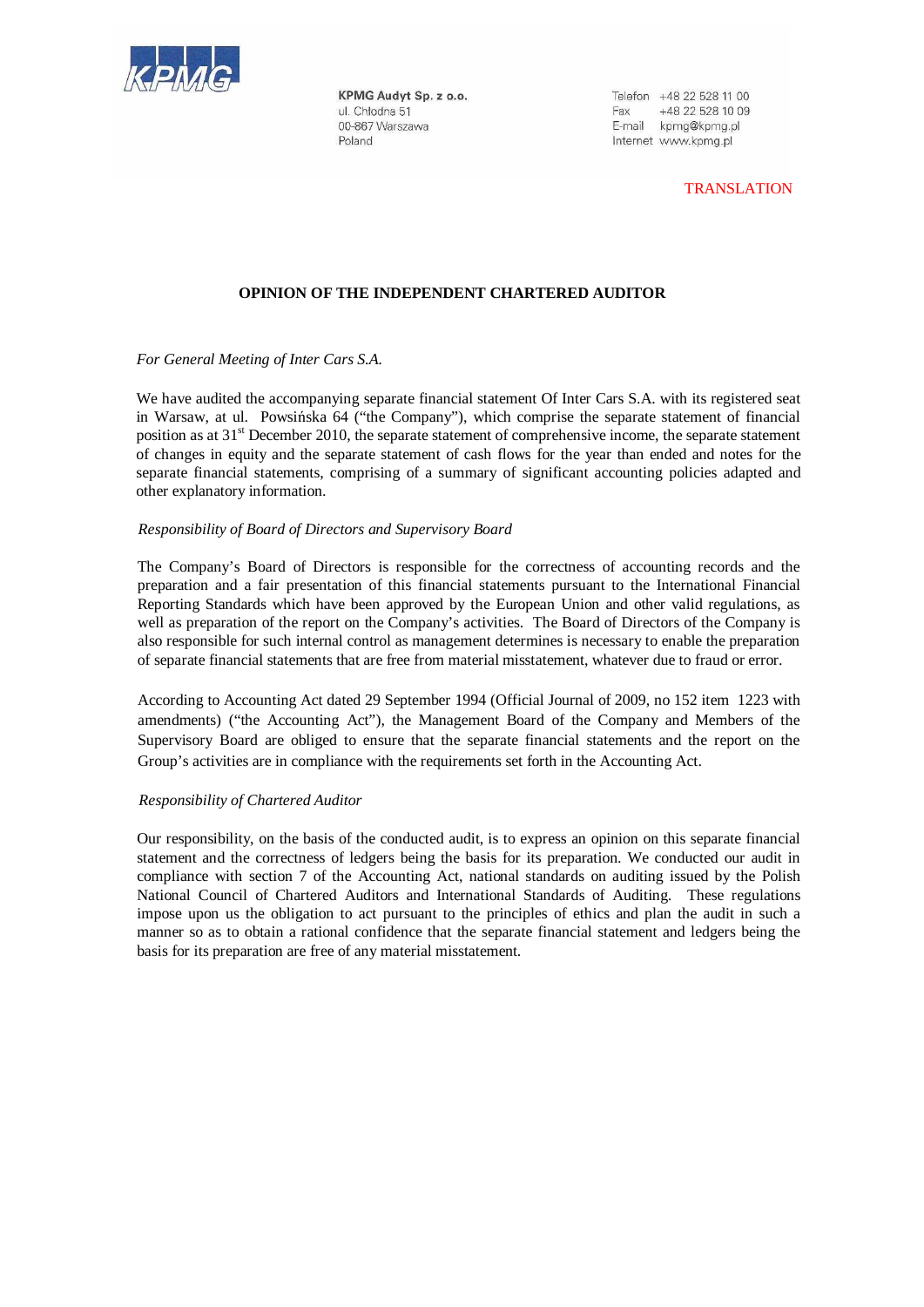KPMG

**KPMG Audyt Sp. z o.o.**
ul. Chłodna 51
00-867 Warszawa
Poland

Telefon +48 22 528 11 00
Fax +48 22 528 10 09
E-mail kpmg@kpmg.pl
Internet www.kpmg.pl

TRANSLATION

# OPINION OF THE INDEPENDENT CHARTERED AUDITOR

*For General Meeting of Inter Cars S.A.*

We have audited the accompanying separate financial statement Of Inter Cars S.A. with its registered seat in Warsaw, at ul. Powsińska 64 ("the Company"), which comprise the separate statement of financial position as at 31st December 2010, the separate statement of comprehensive income, the separate statement of changes in equity and the separate statement of cash flows for the year than ended and notes for the separate financial statements, comprising of a summary of significant accounting policies adapted and other explanatory information.

*Responsibility of Board of Directors and Supervisory Board*

The Company's Board of Directors is responsible for the correctness of accounting records and the preparation and a fair presentation of this financial statements pursuant to the International Financial Reporting Standards which have been approved by the European Union and other valid regulations, as well as preparation of the report on the Company's activities. The Board of Directors of the Company is also responsible for such internal control as management determines is necessary to enable the preparation of separate financial statements that are free from material misstatement, whatever due to fraud or error.

According to Accounting Act dated 29 September 1994 (Official Journal of 2009, no 152 item 1223 with amendments) ("the Accounting Act"), the Management Board of the Company and Members of the Supervisory Board are obliged to ensure that the separate financial statements and the report on the Group's activities are in compliance with the requirements set forth in the Accounting Act.

*Responsibility of Chartered Auditor*

Our responsibility, on the basis of the conducted audit, is to express an opinion on this separate financial statement and the correctness of ledgers being the basis for its preparation. We conducted our audit in compliance with section 7 of the Accounting Act, national standards on auditing issued by the Polish National Council of Chartered Auditors and International Standards of Auditing. These regulations impose upon us the obligation to act pursuant to the principles of ethics and plan the audit in such a manner so as to obtain a rational confidence that the separate financial statement and ledgers being the basis for its preparation are free of any material misstatement.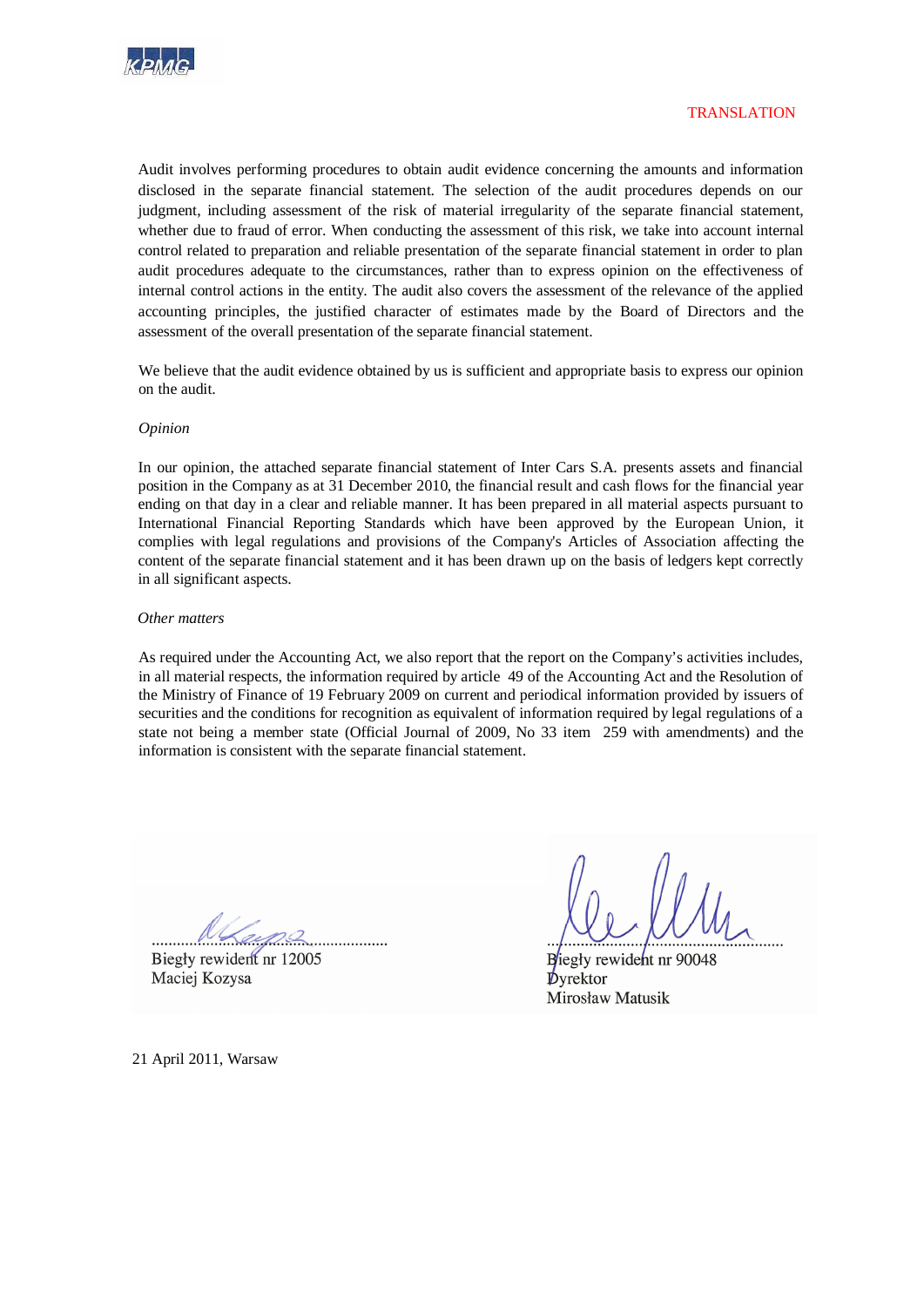TRANSLATION

Audit involves performing procedures to obtain audit evidence concerning the amounts and information disclosed in the separate financial statement. The selection of the audit procedures depends on our judgment, including assessment of the risk of material irregularity of the separate financial statement, whether due to fraud of error. When conducting the assessment of this risk, we take into account internal control related to preparation and reliable presentation of the separate financial statement in order to plan audit procedures adequate to the circumstances, rather than to express opinion on the effectiveness of internal control actions in the entity. The audit also covers the assessment of the relevance of the applied accounting principles, the justified character of estimates made by the Board of Directors and the assessment of the overall presentation of the separate financial statement.

We believe that the audit evidence obtained by us is sufficient and appropriate basis to express our opinion on the audit.

*Opinion*

In our opinion, the attached separate financial statement of Inter Cars S.A. presents assets and financial position in the Company as at 31 December 2010, the financial result and cash flows for the financial year ending on that day in a clear and reliable manner. It has been prepared in all material aspects pursuant to International Financial Reporting Standards which have been approved by the European Union, it complies with legal regulations and provisions of the Company's Articles of Association affecting the content of the separate financial statement and it has been drawn up on the basis of ledgers kept correctly in all significant aspects.

*Other matters*

As required under the Accounting Act, we also report that the report on the Company's activities includes, in all material respects, the information required by article 49 of the Accounting Act and the Resolution of the Ministry of Finance of 19 February 2009 on current and periodical information provided by issuers of securities and the conditions for recognition as equivalent of information required by legal regulations of a state not being a member state (Official Journal of 2009, No 33 item 259 with amendments) and the information is consistent with the separate financial statement.

.......................................................
Biegły rewident nr 12005
Maciej Kozysa

.......................................................
Biegły rewident nr 90048
Dyrektor
Mirosław Matusik

21 April 2011, Warsaw